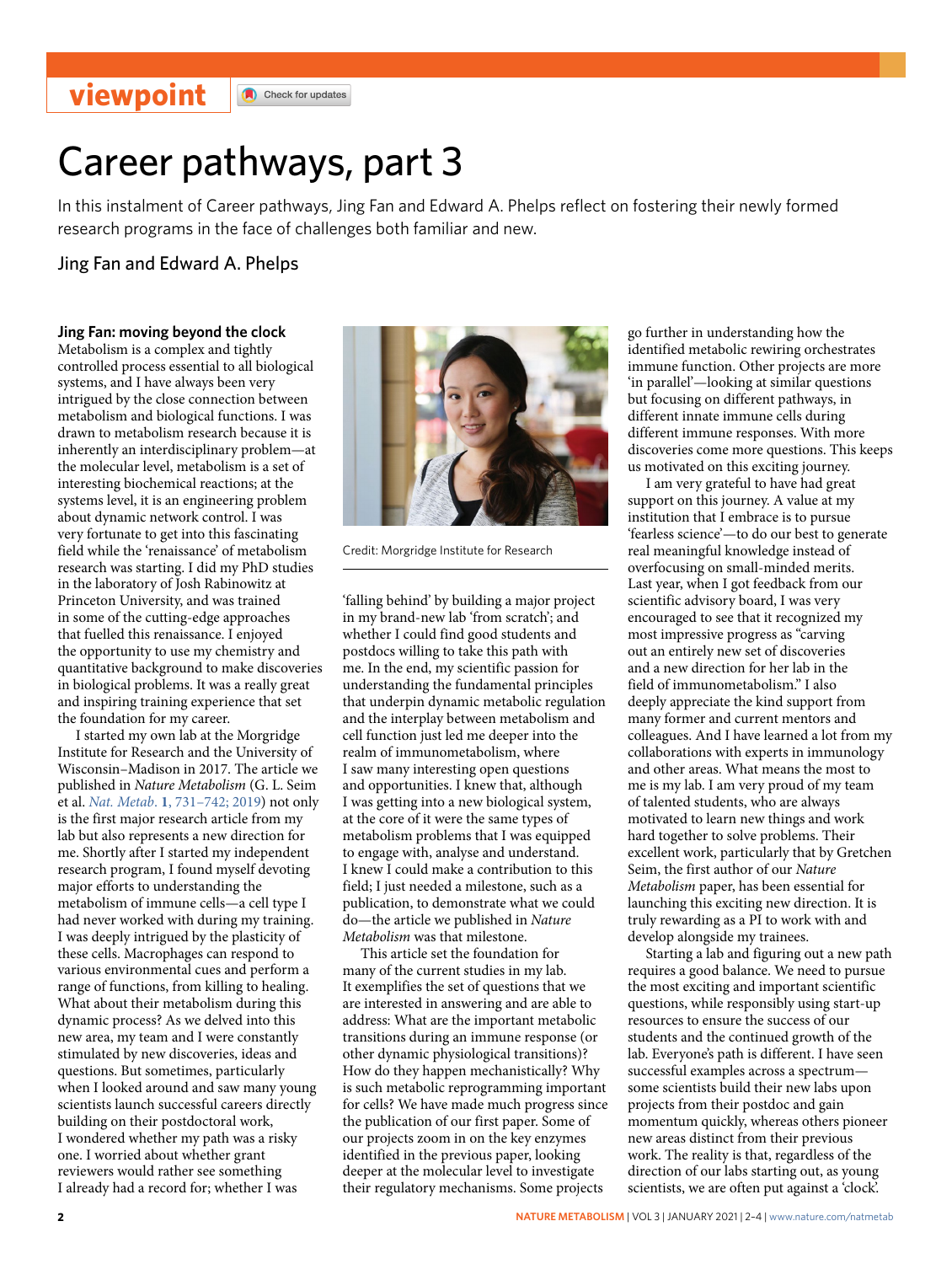viewpoint

# Career pathways, part 3

In this instalment of Career pathways, Jing Fan and Edward A. Phelps reflect on fostering their newly formed research programs in the face of challenges both familiar and new.

Jing Fan and Edward A. Phelps

## Jing Fan: moving beyond the clock

Metabolism is a complex and tightly controlled process essential to all biological systems, and I have always been very intrigued by the close connection between metabolism and biological functions. I was drawn to metabolism research because it is inherently an interdisciplinary problem—at the molecular level, metabolism is a set of interesting biochemical reactions; at the systems level, it is an engineering problem about dynamic network control. I was very fortunate to get into this fascinating field while the 'renaissance' of metabolism research was starting. I did my PhD studies in the laboratory of Josh Rabinowitz at Princeton University, and was trained in some of the cutting-edge approaches that fuelled this renaissance. I enjoyed the opportunity to use my chemistry and quantitative background to make discoveries in biological problems. It was a really great and inspiring training experience that set the foundation for my career.

I started my own lab at the Morgridge Institute for Research and the University of Wisconsin–Madison in 2017. The article we published in *Nature Metabolism* (G. L. Seim et al. *Nat. Metab.* **1**, 731–742; 2019) not only is the first major research article from my lab but also represents a new direction for me. Shortly after I started my independent research program, I found myself devoting major efforts to understanding the metabolism of immune cells—a cell type I had never worked with during my training. I was deeply intrigued by the plasticity of these cells. Macrophages can respond to various environmental cues and perform a range of functions, from killing to healing. What about their metabolism during this dynamic process? As we delved into this new area, my team and I were constantly stimulated by new discoveries, ideas and questions. But sometimes, particularly when I looked around and saw many young scientists launch successful careers directly building on their postdoctoral work, I wondered whether my path was a risky one. I worried about whether grant reviewers would rather see something I already had a record for; whether I was 'falling behind' by building a major project in my brand-new lab 'from scratch'; and whether I could find good students and postdocs willing to take this path with me. In the end, my scientific passion for understanding the fundamental principles that underpin dynamic metabolic regulation and the interplay between metabolism and cell function just led me deeper into the realm of immunometabolism, where I saw many interesting open questions and opportunities. I knew that, although I was getting into a new biological system, at the core of it were the same types of metabolism problems that I was equipped to engage with, analyse and understand. I knew I could make a contribution to this field; I just needed a milestone, such as a publication, to demonstrate what we could do—the article we published in *Nature Metabolism* was that milestone.

Credit: Morgridge Institute for Research

This article set the foundation for many of the current studies in my lab. It exemplifies the set of questions that we are interested in answering and are able to address: What are the important metabolic transitions during an immune response (or other dynamic physiological transitions)? How do they happen mechanistically? Why is such metabolic reprogramming important for cells? We have made much progress since the publication of our first paper. Some of our projects zoom in on the key enzymes identified in the previous paper, looking deeper at the molecular level to investigate their regulatory mechanisms. Some projects go further in understanding how the identified metabolic rewiring orchestrates immune function. Other projects are more 'in parallel'—looking at similar questions but focusing on different pathways, in different innate immune cells during different immune responses. With more discoveries come more questions. This keeps us motivated on this exciting journey.

I am very grateful to have had great support on this journey. A value at my institution that I embrace is to pursue 'fearless science'—to do our best to generate real meaningful knowledge instead of overfocusing on small-minded merits. Last year, when I got feedback from our scientific advisory board, I was very encouraged to see that it recognized my most impressive progress as "carving out an entirely new set of discoveries and a new direction for her lab in the field of immunometabolism." I also deeply appreciate the kind support from many former and current mentors and colleagues. And I have learned a lot from my collaborations with experts in immunology and other areas. What means the most to me is my lab. I am very proud of my team of talented students, who are always motivated to learn new things and work hard together to solve problems. Their excellent work, particularly that by Gretchen Seim, the first author of our *Nature Metabolism* paper, has been essential for launching this exciting new direction. It is truly rewarding as a PI to work with and develop alongside my trainees.

Starting a lab and figuring out a new path requires a good balance. We need to pursue the most exciting and important scientific questions, while responsibly using start-up resources to ensure the success of our students and the continued growth of the lab. Everyone's path is different. I have seen successful examples across a spectrum—some scientists build their new labs upon projects from their postdoc and gain momentum quickly, whereas others pioneer new areas distinct from their previous work. The reality is that, regardless of the direction of our labs starting out, as young scientists, we are often put against a 'clock'.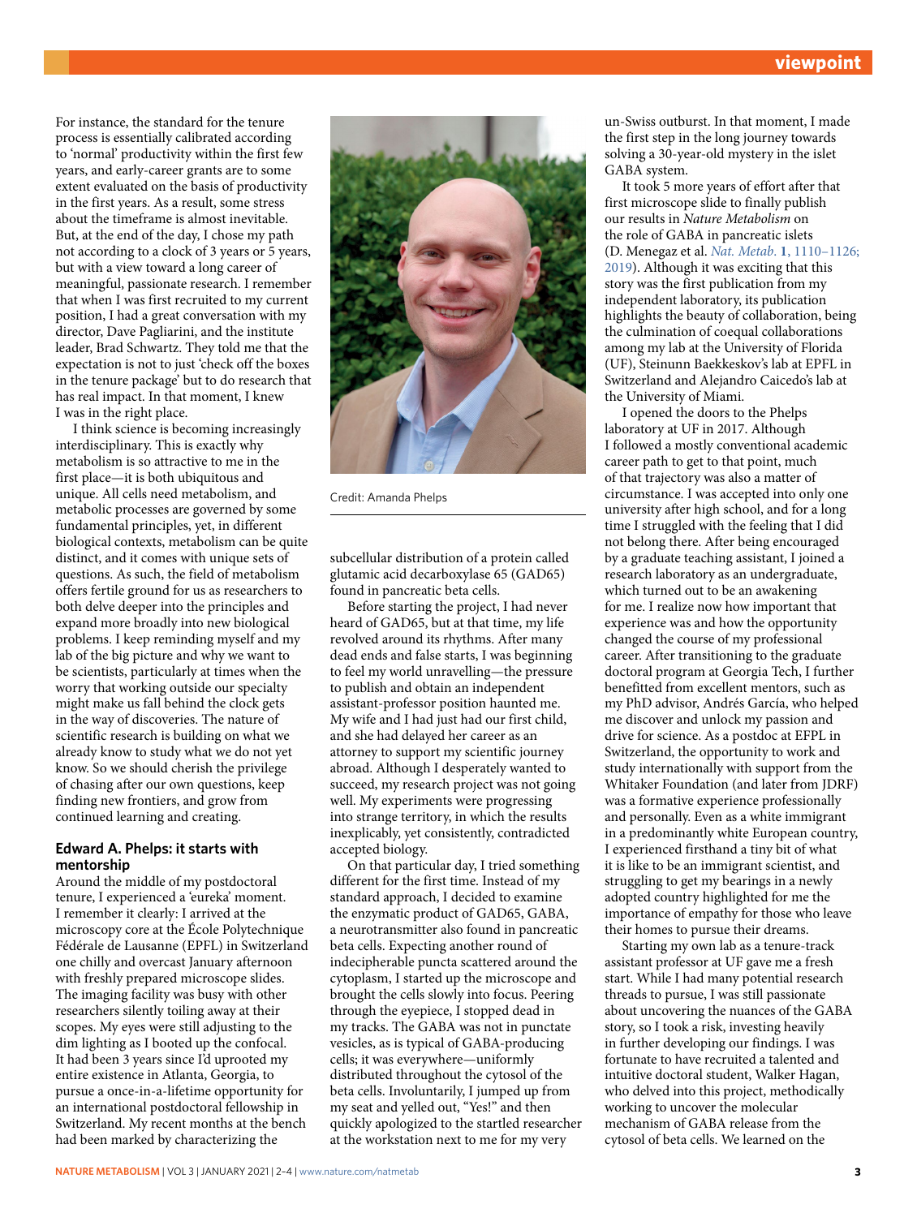For instance, the standard for the tenure process is essentially calibrated according to 'normal' productivity within the first few years, and early-career grants are to some extent evaluated on the basis of productivity in the first years. As a result, some stress about the timeframe is almost inevitable. But, at the end of the day, I chose my path not according to a clock of 3 years or 5 years, but with a view toward a long career of meaningful, passionate research. I remember that when I was first recruited to my current position, I had a great conversation with my director, Dave Pagliarini, and the institute leader, Brad Schwartz. They told me that the expectation is not to just 'check off the boxes in the tenure package' but to do research that has real impact. In that moment, I knew I was in the right place.

I think science is becoming increasingly interdisciplinary. This is exactly why metabolism is so attractive to me in the first place—it is both ubiquitous and unique. All cells need metabolism, and metabolic processes are governed by some fundamental principles, yet, in different biological contexts, metabolism can be quite distinct, and it comes with unique sets of questions. As such, the field of metabolism offers fertile ground for us as researchers to both delve deeper into the principles and expand more broadly into new biological problems. I keep reminding myself and my lab of the big picture and why we want to be scientists, particularly at times when the worry that working outside our specialty might make us fall behind the clock gets in the way of discoveries. The nature of scientific research is building on what we already know to study what we do not yet know. So we should cherish the privilege of chasing after our own questions, keep finding new frontiers, and grow from continued learning and creating.

### Edward A. Phelps: it starts with mentorship

Credit: Amanda Phelps

Around the middle of my postdoctoral tenure, I experienced a 'eureka' moment. I remember it clearly: I arrived at the microscopy core at the École Polytechnique Fédérale de Lausanne (EPFL) in Switzerland one chilly and overcast January afternoon with freshly prepared microscope slides. The imaging facility was busy with other researchers silently toiling away at their scopes. My eyes were still adjusting to the dim lighting as I booted up the confocal. It had been 3 years since I'd uprooted my entire existence in Atlanta, Georgia, to pursue a once-in-a-lifetime opportunity for an international postdoctoral fellowship in Switzerland. My recent months at the bench had been marked by characterizing the subcellular distribution of a protein called glutamic acid decarboxylase 65 (GAD65) found in pancreatic beta cells.

Before starting the project, I had never heard of GAD65, but at that time, my life revolved around its rhythms. After many dead ends and false starts, I was beginning to feel my world unravelling—the pressure to publish and obtain an independent assistant-professor position haunted me. My wife and I had just had our first child, and she had delayed her career as an attorney to support my scientific journey abroad. Although I desperately wanted to succeed, my research project was not going well. My experiments were progressing into strange territory, in which the results inexplicably, yet consistently, contradicted accepted biology.

On that particular day, I tried something different for the first time. Instead of my standard approach, I decided to examine the enzymatic product of GAD65, GABA, a neurotransmitter also found in pancreatic beta cells. Expecting another round of indecipherable puncta scattered around the cytoplasm, I started up the microscope and brought the cells slowly into focus. Peering through the eyepiece, I stopped dead in my tracks. The GABA was not in punctate vesicles, as is typical of GABA-producing cells; it was everywhere—uniformly distributed throughout the cytosol of the beta cells. Involuntarily, I jumped up from my seat and yelled out, "Yes!" and then quickly apologized to the startled researcher at the workstation next to me for my very un-Swiss outburst. In that moment, I made the first step in the long journey towards solving a 30-year-old mystery in the islet GABA system.

It took 5 more years of effort after that first microscope slide to finally publish our results in *Nature Metabolism* on the role of GABA in pancreatic islets (D. Menegaz et al. *Nat. Metab.* **1**, 1110–1126; 2019). Although it was exciting that this story was the first publication from my independent laboratory, its publication highlights the beauty of collaboration, being the culmination of coequal collaborations among my lab at the University of Florida (UF), Steinunn Baekkeskov's lab at EPFL in Switzerland and Alejandro Caicedo's lab at the University of Miami.

I opened the doors to the Phelps laboratory at UF in 2017. Although I followed a mostly conventional academic career path to get to that point, much of that trajectory was also a matter of circumstance. I was accepted into only one university after high school, and for a long time I struggled with the feeling that I did not belong there. After being encouraged by a graduate teaching assistant, I joined a research laboratory as an undergraduate, which turned out to be an awakening for me. I realize now how important that experience was and how the opportunity changed the course of my professional career. After transitioning to the graduate doctoral program at Georgia Tech, I further benefitted from excellent mentors, such as my PhD advisor, Andrés García, who helped me discover and unlock my passion and drive for science. As a postdoc at EPFL in Switzerland, the opportunity to work and study internationally with support from the Whitaker Foundation (and later from JDRF) was a formative experience professionally and personally. Even as a white immigrant in a predominantly white European country, I experienced firsthand a tiny bit of what it is like to be an immigrant scientist, and struggling to get my bearings in a newly adopted country highlighted for me the importance of empathy for those who leave their homes to pursue their dreams.

Starting my own lab as a tenure-track assistant professor at UF gave me a fresh start. While I had many potential research threads to pursue, I was still passionate about uncovering the nuances of the GABA story, so I took a risk, investing heavily in further developing our findings. I was fortunate to have recruited a talented and intuitive doctoral student, Walker Hagan, who delved into this project, methodically working to uncover the molecular mechanism of GABA release from the cytosol of beta cells. We learned on the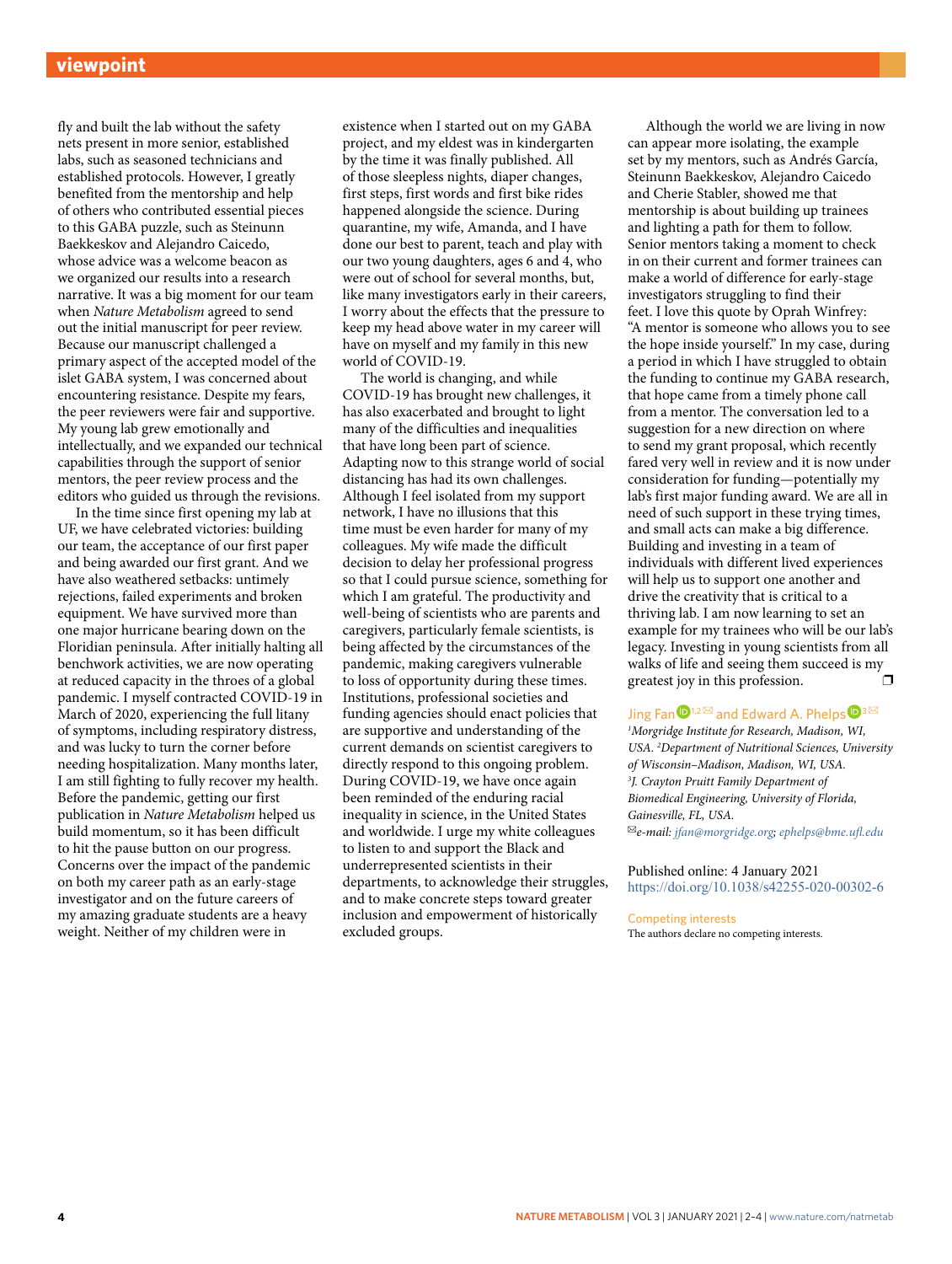fly and built the lab without the safety nets present in more senior, established labs, such as seasoned technicians and established protocols. However, I greatly benefited from the mentorship and help of others who contributed essential pieces to this GABA puzzle, such as Steinunn Baekkeskov and Alejandro Caicedo, whose advice was a welcome beacon as we organized our results into a research narrative. It was a big moment for our team when *Nature Metabolism* agreed to send out the initial manuscript for peer review. Because our manuscript challenged a primary aspect of the accepted model of the islet GABA system, I was concerned about encountering resistance. Despite my fears, the peer reviewers were fair and supportive. My young lab grew emotionally and intellectually, and we expanded our technical capabilities through the support of senior mentors, the peer review process and the editors who guided us through the revisions.

In the time since first opening my lab at UF, we have celebrated victories: building our team, the acceptance of our first paper and being awarded our first grant. And we have also weathered setbacks: untimely rejections, failed experiments and broken equipment. We have survived more than one major hurricane bearing down on the Floridian peninsula. After initially halting all benchwork activities, we are now operating at reduced capacity in the throes of a global pandemic. I myself contracted COVID-19 in March of 2020, experiencing the full litany of symptoms, including respiratory distress, and was lucky to turn the corner before needing hospitalization. Many months later, I am still fighting to fully recover my health. Before the pandemic, getting our first publication in *Nature Metabolism* helped us build momentum, so it has been difficult to hit the pause button on our progress. Concerns over the impact of the pandemic on both my career path as an early-stage investigator and on the future careers of my amazing graduate students are a heavy weight. Neither of my children were in existence when I started out on my GABA project, and my eldest was in kindergarten by the time it was finally published. All of those sleepless nights, diaper changes, first steps, first words and first bike rides happened alongside the science. During quarantine, my wife, Amanda, and I have done our best to parent, teach and play with our two young daughters, ages 6 and 4, who were out of school for several months, but, like many investigators early in their careers, I worry about the effects that the pressure to keep my head above water in my career will have on myself and my family in this new world of COVID-19.

The world is changing, and while COVID-19 has brought new challenges, it has also exacerbated and brought to light many of the difficulties and inequalities that have long been part of science. Adapting now to this strange world of social distancing has had its own challenges. Although I feel isolated from my support network, I have no illusions that this time must be even harder for many of my colleagues. My wife made the difficult decision to delay her professional progress so that I could pursue science, something for which I am grateful. The productivity and well-being of scientists who are parents and caregivers, particularly female scientists, is being affected by the circumstances of the pandemic, making caregivers vulnerable to loss of opportunity during these times. Institutions, professional societies and funding agencies should enact policies that are supportive and understanding of the current demands on scientist caregivers to directly respond to this ongoing problem. During COVID-19, we have once again been reminded of the enduring racial inequality in science, in the United States and worldwide. I urge my white colleagues to listen to and support the Black and underrepresented scientists in their departments, to acknowledge their struggles, and to make concrete steps toward greater inclusion and empowerment of historically excluded groups.

Although the world we are living in now can appear more isolating, the example set by my mentors, such as Andrés García, Steinunn Baekkeskov, Alejandro Caicedo and Cherie Stabler, showed me that mentorship is about building up trainees and lighting a path for them to follow. Senior mentors taking a moment to check in on their current and former trainees can make a world of difference for early-stage investigators struggling to find their feet. I love this quote by Oprah Winfrey: "A mentor is someone who allows you to see the hope inside yourself." In my case, during a period in which I have struggled to obtain the funding to continue my GABA research, that hope came from a timely phone call from a mentor. The conversation led to a suggestion for a new direction on where to send my grant proposal, which recently fared very well in review and it is now under consideration for funding—potentially my lab's first major funding award. We are all in need of such support in these trying times, and small acts can make a big difference. Building and investing in a team of individuals with different lived experiences will help us to support one another and drive the creativity that is critical to a thriving lab. I am now learning to set an example for my trainees who will be our lab's legacy. Investing in young scientists from all walks of life and seeing them succeed is my greatest joy in this profession. ❐

**Jing Fan**[1,2] ✉ **and Edward A. Phelps**[3] ✉

[1]*Morgridge Institute for Research, Madison, WI, USA.* [2]*Department of Nutritional Sciences, University of Wisconsin–Madison, Madison, WI, USA.* [3]*J. Crayton Pruitt Family Department of Biomedical Engineering, University of Florida, Gainesville, FL, USA.*

✉*e-mail: jfan@morgridge.org; ephelps@bme.ufl.edu*

Published online: 4 January 2021
https://doi.org/10.1038/s42255-020-00302-6

**Competing interests**

The authors declare no competing interests.